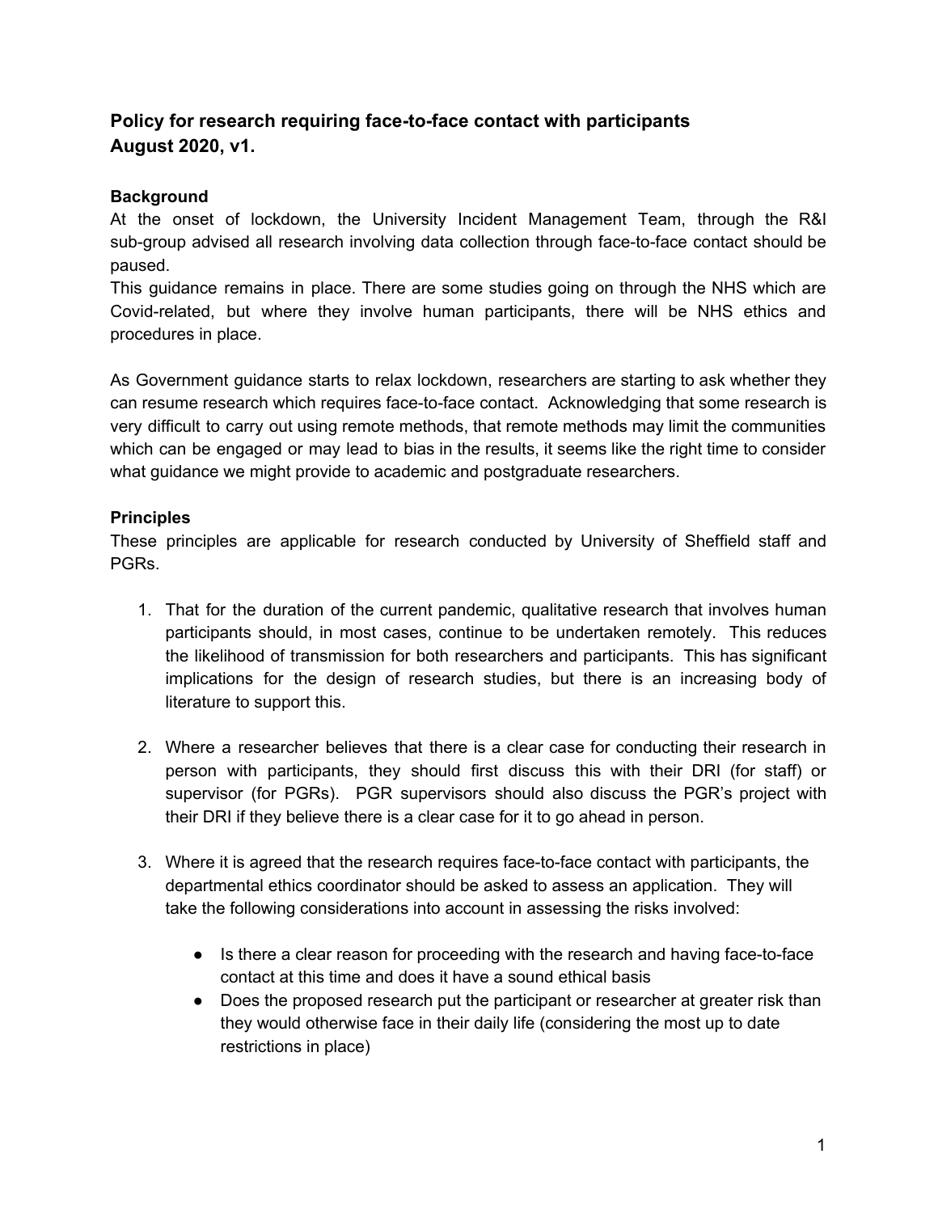## Policy for research requiring face-to-face contact with participants
## August 2020, v1.

### Background

At the onset of lockdown, the University Incident Management Team, through the R&I sub-group advised all research involving data collection through face-to-face contact should be paused.

This guidance remains in place. There are some studies going on through the NHS which are Covid-related, but where they involve human participants, there will be NHS ethics and procedures in place.

As Government guidance starts to relax lockdown, researchers are starting to ask whether they can resume research which requires face-to-face contact. Acknowledging that some research is very difficult to carry out using remote methods, that remote methods may limit the communities which can be engaged or may lead to bias in the results, it seems like the right time to consider what guidance we might provide to academic and postgraduate researchers.

### Principles

These principles are applicable for research conducted by University of Sheffield staff and PGRs.

1. That for the duration of the current pandemic, qualitative research that involves human participants should, in most cases, continue to be undertaken remotely. This reduces the likelihood of transmission for both researchers and participants. This has significant implications for the design of research studies, but there is an increasing body of literature to support this.

2. Where a researcher believes that there is a clear case for conducting their research in person with participants, they should first discuss this with their DRI (for staff) or supervisor (for PGRs). PGR supervisors should also discuss the PGR's project with their DRI if they believe there is a clear case for it to go ahead in person.

3. Where it is agreed that the research requires face-to-face contact with participants, the departmental ethics coordinator should be asked to assess an application. They will take the following considerations into account in assessing the risks involved:

    - Is there a clear reason for proceeding with the research and having face-to-face contact at this time and does it have a sound ethical basis
    - Does the proposed research put the participant or researcher at greater risk than they would otherwise face in their daily life (considering the most up to date restrictions in place)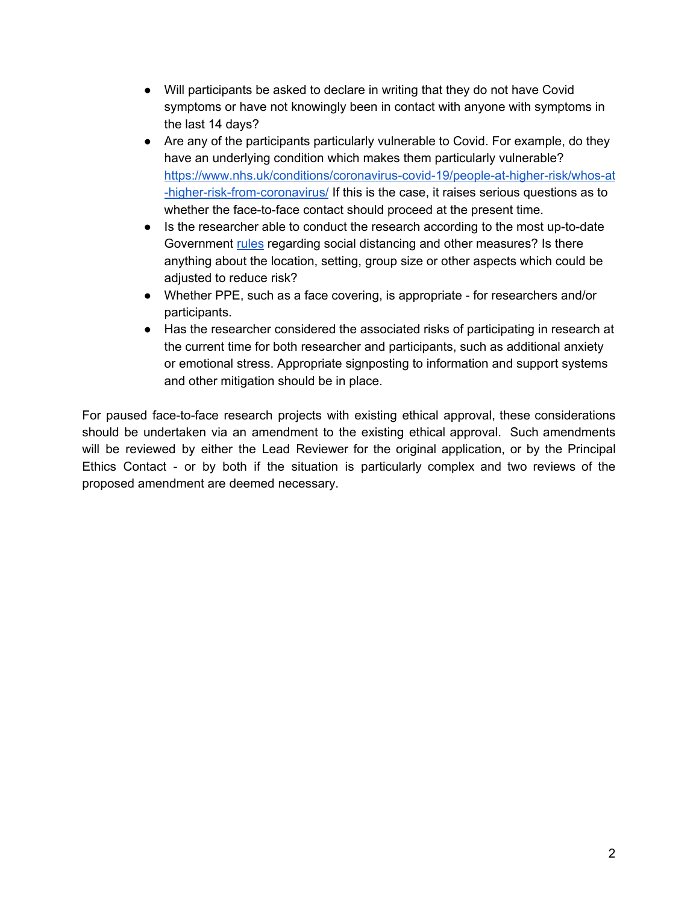- Will participants be asked to declare in writing that they do not have Covid symptoms or have not knowingly been in contact with anyone with symptoms in the last 14 days?
- Are any of the participants particularly vulnerable to Covid. For example, do they have an underlying condition which makes them particularly vulnerable? [https://www.nhs.uk/conditions/coronavirus-covid-19/people-at-higher-risk/whos-at-higher-risk-from-coronavirus/](https://www.nhs.uk/conditions/coronavirus-covid-19/people-at-higher-risk/whos-at-higher-risk-from-coronavirus/) If this is the case, it raises serious questions as to whether the face-to-face contact should proceed at the present time.
- Is the researcher able to conduct the research according to the most up-to-date Government rules regarding social distancing and other measures? Is there anything about the location, setting, group size or other aspects which could be adjusted to reduce risk?
- Whether PPE, such as a face covering, is appropriate - for researchers and/or participants.
- Has the researcher considered the associated risks of participating in research at the current time for both researcher and participants, such as additional anxiety or emotional stress. Appropriate signposting to information and support systems and other mitigation should be in place.

For paused face-to-face research projects with existing ethical approval, these considerations should be undertaken via an amendment to the existing ethical approval. Such amendments will be reviewed by either the Lead Reviewer for the original application, or by the Principal Ethics Contact - or by both if the situation is particularly complex and two reviews of the proposed amendment are deemed necessary.